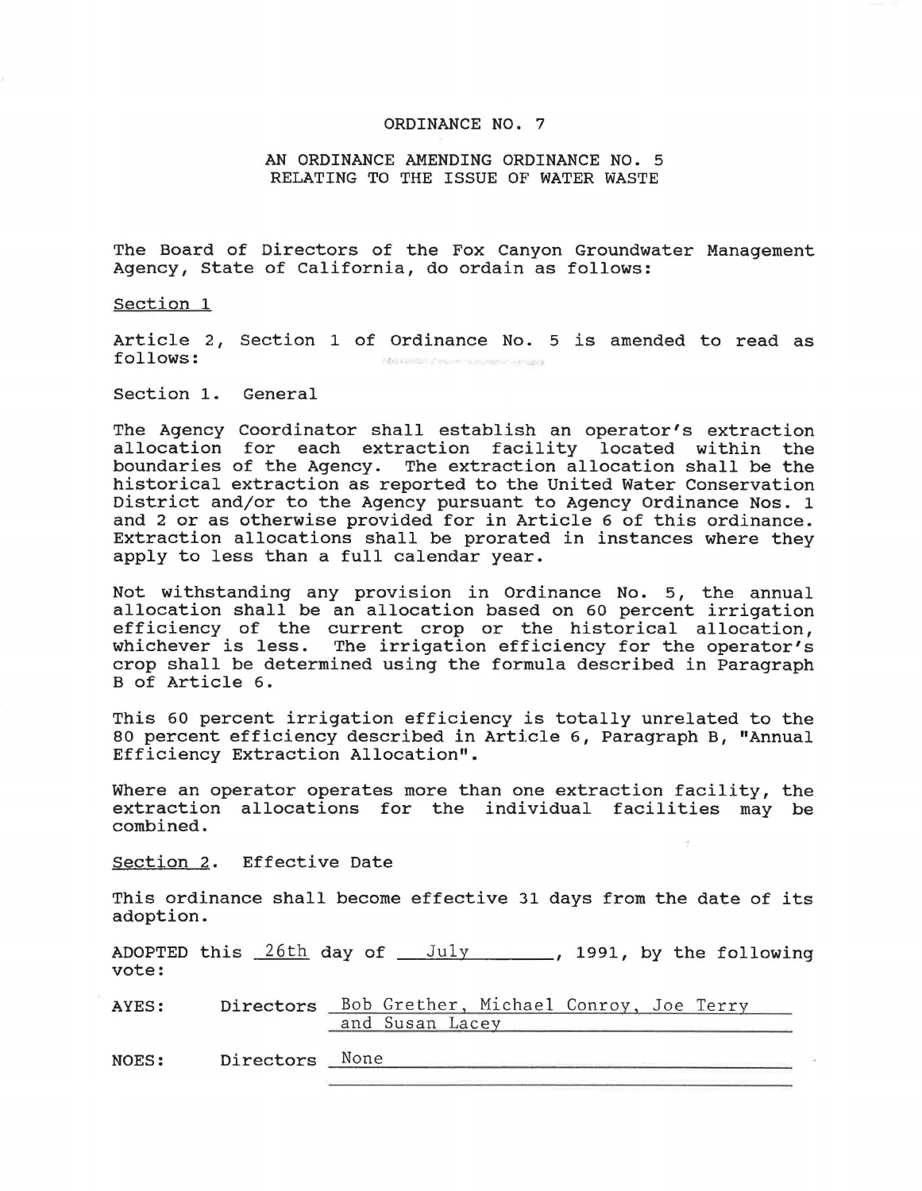# ORDINANCE NO. 7

## AN ORDINANCE AMENDING ORDINANCE NO. 5 RELATING TO THE ISSUE OF WATER WASTE

The Board of Directors of the Fox Canyon Groundwater Management Agency, State of California, do ordain as follows:

Section 1

Article 2, Section 1 of Ordinance No. 5 is amended to read as follows:

Section 1. General

The Agency Coordinator shall establish an operator's extraction allocation for each extraction facility located within the boundaries of the Agency. The extraction allocation shall be the historical extraction as reported to the United Water Conservation District and/or to the Agency pursuant to Agency Ordinance Nos. 1 and 2 or as otherwise provided for in Article 6 of this ordinance. Extraction allocations shall be prorated in instances where they apply to less than a full calendar year.

Not withstanding any provision in Ordinance No. 5, the annual allocation shall be an allocation based on 60 percent irrigation efficiency of the current crop or the historical allocation, whichever is less. The irrigation efficiency for the operator's crop shall be determined using the formula described in Paragraph B of Article 6.

This 60 percent irrigation efficiency is totally unrelated to the 80 percent efficiency described in Article 6, Paragraph B, "Annual Efficiency Extraction Allocation".

Where an operator operates more than one extraction facility, the extraction allocations for the individual facilities may be combined.

Section 2. Effective Date

This ordinance shall become effective 31 days from the date of its adoption.

ADOPTED this 26th day of July, 1991, by the following vote:

AYES: Directors Bob Grether, Michael Conroy, Joe Terry and Susan Lacey

NOES: Directors None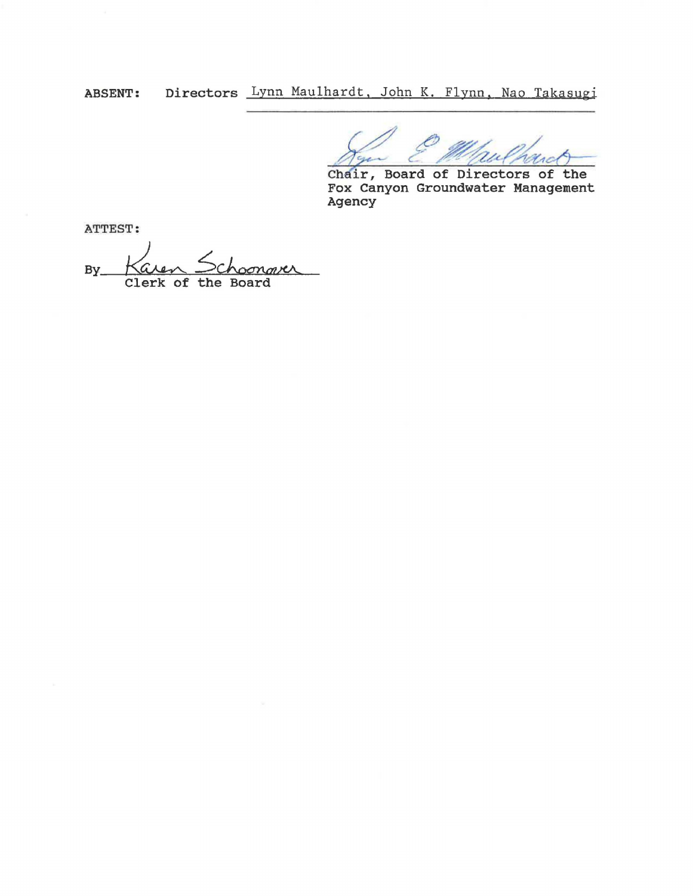**ABSENT:** Directors Lynn Maulhardt, John K. Flynn, Nao Takasugi

Lynn E. Maulhardt

Chair, Board of Directors of the Fox Canyon Groundwater Management Agency

ATTEST:

By Karen Schoonover

Clerk of the Board